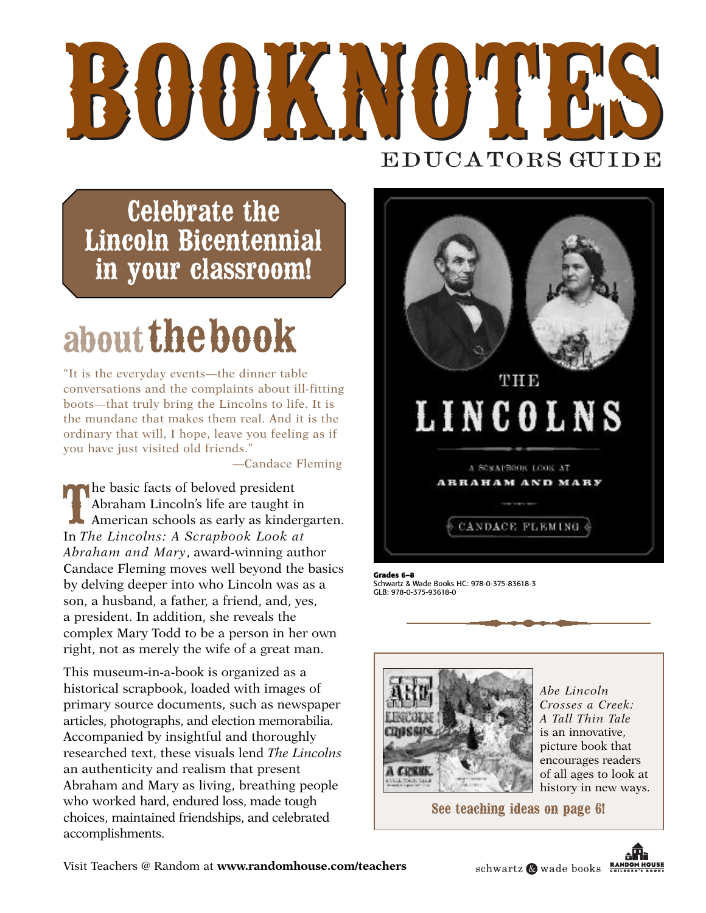# BOOKNOTES

EDUCATORS GUIDE

## Celebrate the Lincoln Bicentennial in your classroom!

## about the book

"It is the everyday events—the dinner table conversations and the complaints about ill-fitting boots—that truly bring the Lincolns to life. It is the mundane that makes them real. And it is the ordinary that will, I hope, leave you feeling as if you have just visited old friends."

—Candace Fleming

The basic facts of beloved president Abraham Lincoln's life are taught in American schools as early as kindergarten. In *The Lincolns: A Scrapbook Look at Abraham and Mary*, award-winning author Candace Fleming moves well beyond the basics by delving deeper into who Lincoln was as a son, a husband, a father, a friend, and, yes, a president. In addition, she reveals the complex Mary Todd to be a person in her own right, not as merely the wife of a great man.

This museum-in-a-book is organized as a historical scrapbook, loaded with images of primary source documents, such as newspaper articles, photographs, and election memorabilia. Accompanied by insightful and thoroughly researched text, these visuals lend *The Lincolns* an authenticity and realism that present Abraham and Mary as living, breathing people who worked hard, endured loss, made tough choices, maintained friendships, and celebrated accomplishments.

THE LINCOLNS

A SCRAPBOOK LOOK AT ABRAHAM AND MARY

CANDACE FLEMING

**Grades 6–8**
Schwartz & Wade Books HC: 978-0-375-83618-3
GLB: 978-0-375-93618-0

*Abe Lincoln Crosses a Creek: A Tall Thin Tale* is an innovative, picture book that encourages readers of all ages to look at history in new ways.

**See teaching ideas on page 6!**

Visit Teachers @ Random at **www.randomhouse.com/teachers**

schwartz & wade books   RANDOM HOUSE CHILDREN'S BOOKS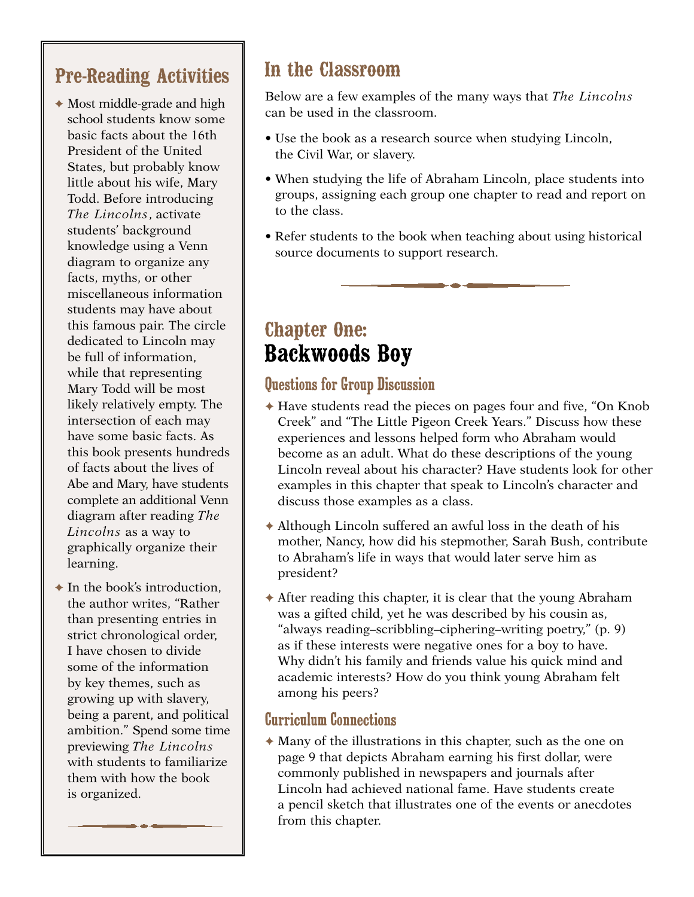## Pre-Reading Activities

- Most middle-grade and high school students know some basic facts about the 16th President of the United States, but probably know little about his wife, Mary Todd. Before introducing *The Lincolns*, activate students' background knowledge using a Venn diagram to organize any facts, myths, or other miscellaneous information students may have about this famous pair. The circle dedicated to Lincoln may be full of information, while that representing Mary Todd will be most likely relatively empty. The intersection of each may have some basic facts. As this book presents hundreds of facts about the lives of Abe and Mary, have students complete an additional Venn diagram after reading *The Lincolns* as a way to graphically organize their learning.
- In the book's introduction, the author writes, "Rather than presenting entries in strict chronological order, I have chosen to divide some of the information by key themes, such as growing up with slavery, being a parent, and political ambition." Spend some time previewing *The Lincolns* with students to familiarize them with how the book is organized.

## In the Classroom

Below are a few examples of the many ways that *The Lincolns* can be used in the classroom.

- Use the book as a research source when studying Lincoln, the Civil War, or slavery.
- When studying the life of Abraham Lincoln, place students into groups, assigning each group one chapter to read and report on to the class.
- Refer students to the book when teaching about using historical source documents to support research.

## Chapter One: Backwoods Boy

### Questions for Group Discussion

- Have students read the pieces on pages four and five, "On Knob Creek" and "The Little Pigeon Creek Years." Discuss how these experiences and lessons helped form who Abraham would become as an adult. What do these descriptions of the young Lincoln reveal about his character? Have students look for other examples in this chapter that speak to Lincoln's character and discuss those examples as a class.
- Although Lincoln suffered an awful loss in the death of his mother, Nancy, how did his stepmother, Sarah Bush, contribute to Abraham's life in ways that would later serve him as president?
- After reading this chapter, it is clear that the young Abraham was a gifted child, yet he was described by his cousin as, "always reading–scribbling–ciphering–writing poetry," (p. 9) as if these interests were negative ones for a boy to have. Why didn't his family and friends value his quick mind and academic interests? How do you think young Abraham felt among his peers?

### Curriculum Connections

- Many of the illustrations in this chapter, such as the one on page 9 that depicts Abraham earning his first dollar, were commonly published in newspapers and journals after Lincoln had achieved national fame. Have students create a pencil sketch that illustrates one of the events or anecdotes from this chapter.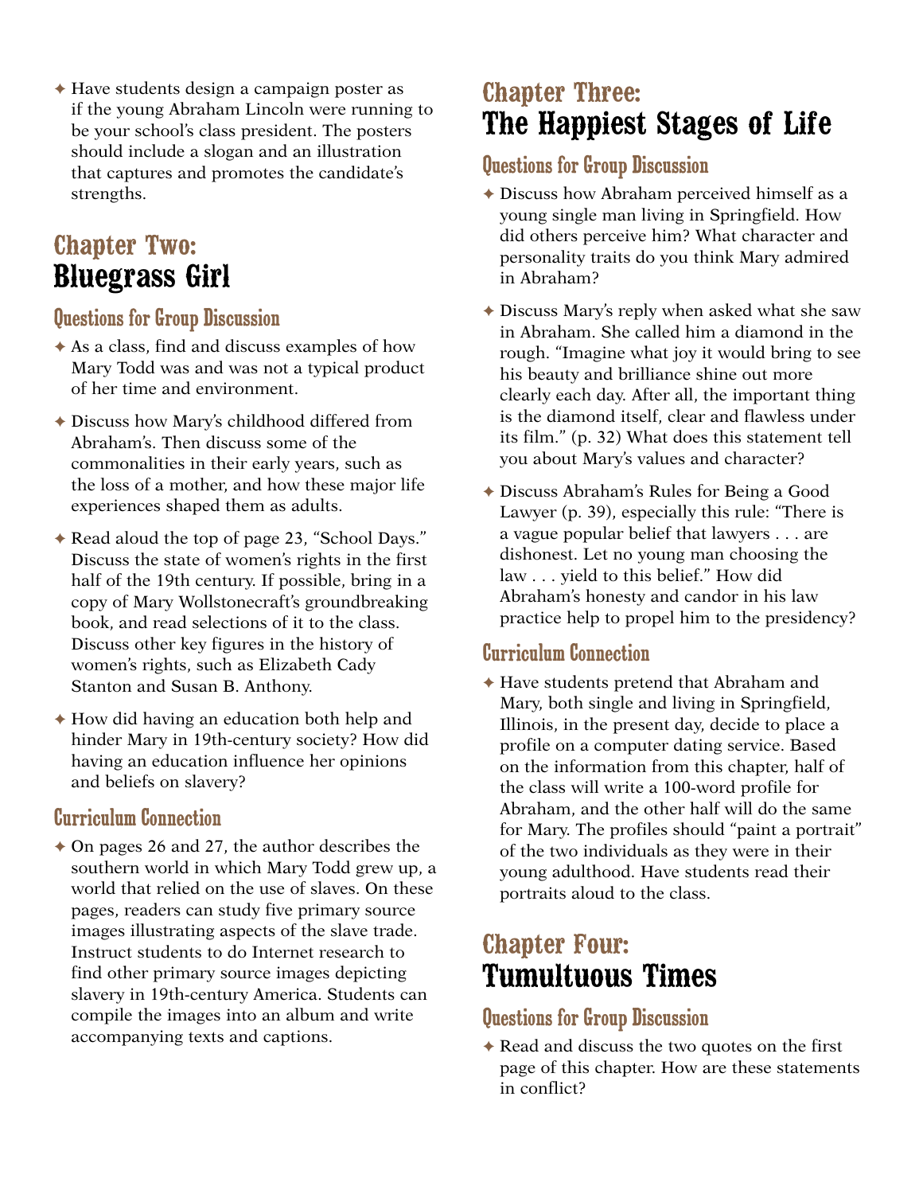- Have students design a campaign poster as if the young Abraham Lincoln were running to be your school's class president. The posters should include a slogan and an illustration that captures and promotes the candidate's strengths.

## Chapter Two: Bluegrass Girl

### Questions for Group Discussion

- As a class, find and discuss examples of how Mary Todd was and was not a typical product of her time and environment.
- Discuss how Mary's childhood differed from Abraham's. Then discuss some of the commonalities in their early years, such as the loss of a mother, and how these major life experiences shaped them as adults.
- Read aloud the top of page 23, "School Days." Discuss the state of women's rights in the first half of the 19th century. If possible, bring in a copy of Mary Wollstonecraft's groundbreaking book, and read selections of it to the class. Discuss other key figures in the history of women's rights, such as Elizabeth Cady Stanton and Susan B. Anthony.
- How did having an education both help and hinder Mary in 19th-century society? How did having an education influence her opinions and beliefs on slavery?

### Curriculum Connection

- On pages 26 and 27, the author describes the southern world in which Mary Todd grew up, a world that relied on the use of slaves. On these pages, readers can study five primary source images illustrating aspects of the slave trade. Instruct students to do Internet research to find other primary source images depicting slavery in 19th-century America. Students can compile the images into an album and write accompanying texts and captions.

## Chapter Three: The Happiest Stages of Life

### Questions for Group Discussion

- Discuss how Abraham perceived himself as a young single man living in Springfield. How did others perceive him? What character and personality traits do you think Mary admired in Abraham?
- Discuss Mary's reply when asked what she saw in Abraham. She called him a diamond in the rough. "Imagine what joy it would bring to see his beauty and brilliance shine out more clearly each day. After all, the important thing is the diamond itself, clear and flawless under its film." (p. 32) What does this statement tell you about Mary's values and character?
- Discuss Abraham's Rules for Being a Good Lawyer (p. 39), especially this rule: "There is a vague popular belief that lawyers . . . are dishonest. Let no young man choosing the law . . . yield to this belief." How did Abraham's honesty and candor in his law practice help to propel him to the presidency?

### Curriculum Connection

- Have students pretend that Abraham and Mary, both single and living in Springfield, Illinois, in the present day, decide to place a profile on a computer dating service. Based on the information from this chapter, half of the class will write a 100-word profile for Abraham, and the other half will do the same for Mary. The profiles should "paint a portrait" of the two individuals as they were in their young adulthood. Have students read their portraits aloud to the class.

## Chapter Four: Tumultuous Times

### Questions for Group Discussion

- Read and discuss the two quotes on the first page of this chapter. How are these statements in conflict?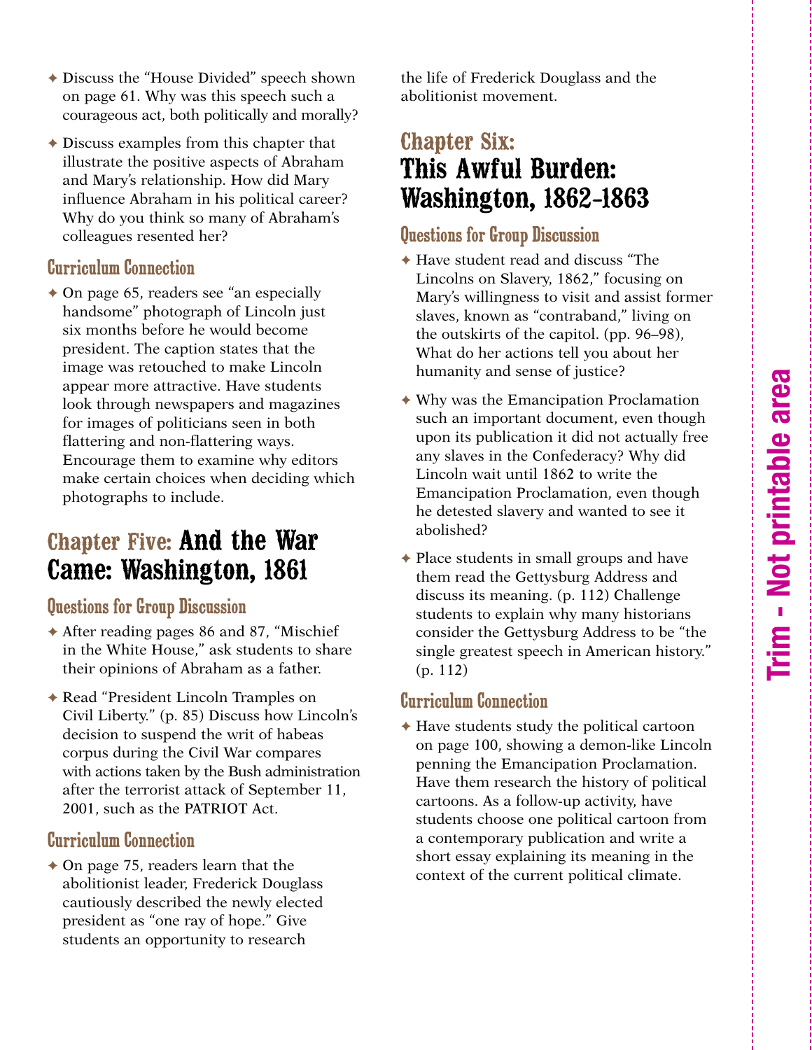- Discuss the "House Divided" speech shown on page 61. Why was this speech such a courageous act, both politically and morally?

- Discuss examples from this chapter that illustrate the positive aspects of Abraham and Mary's relationship. How did Mary influence Abraham in his political career? Why do you think so many of Abraham's colleagues resented her?

### Curriculum Connection

- On page 65, readers see "an especially handsome" photograph of Lincoln just six months before he would become president. The caption states that the image was retouched to make Lincoln appear more attractive. Have students look through newspapers and magazines for images of politicians seen in both flattering and non-flattering ways. Encourage them to examine why editors make certain choices when deciding which photographs to include.

## Chapter Five: And the War Came: Washington, 1861

### Questions for Group Discussion

- After reading pages 86 and 87, "Mischief in the White House," ask students to share their opinions of Abraham as a father.

- Read "President Lincoln Tramples on Civil Liberty." (p. 85) Discuss how Lincoln's decision to suspend the writ of habeas corpus during the Civil War compares with actions taken by the Bush administration after the terrorist attack of September 11, 2001, such as the PATRIOT Act.

### Curriculum Connection

- On page 75, readers learn that the abolitionist leader, Frederick Douglass cautiously described the newly elected president as "one ray of hope." Give students an opportunity to research the life of Frederick Douglass and the abolitionist movement.

## Chapter Six: This Awful Burden: Washington, 1862-1863

### Questions for Group Discussion

- Have student read and discuss "The Lincolns on Slavery, 1862," focusing on Mary's willingness to visit and assist former slaves, known as "contraband," living on the outskirts of the capitol. (pp. 96–98), What do her actions tell you about her humanity and sense of justice?

- Why was the Emancipation Proclamation such an important document, even though upon its publication it did not actually free any slaves in the Confederacy? Why did Lincoln wait until 1862 to write the Emancipation Proclamation, even though he detested slavery and wanted to see it abolished?

- Place students in small groups and have them read the Gettysburg Address and discuss its meaning. (p. 112) Challenge students to explain why many historians consider the Gettysburg Address to be "the single greatest speech in American history." (p. 112)

### Curriculum Connection

- Have students study the political cartoon on page 100, showing a demon-like Lincoln penning the Emancipation Proclamation. Have them research the history of political cartoons. As a follow-up activity, have students choose one political cartoon from a contemporary publication and write a short essay explaining its meaning in the context of the current political climate.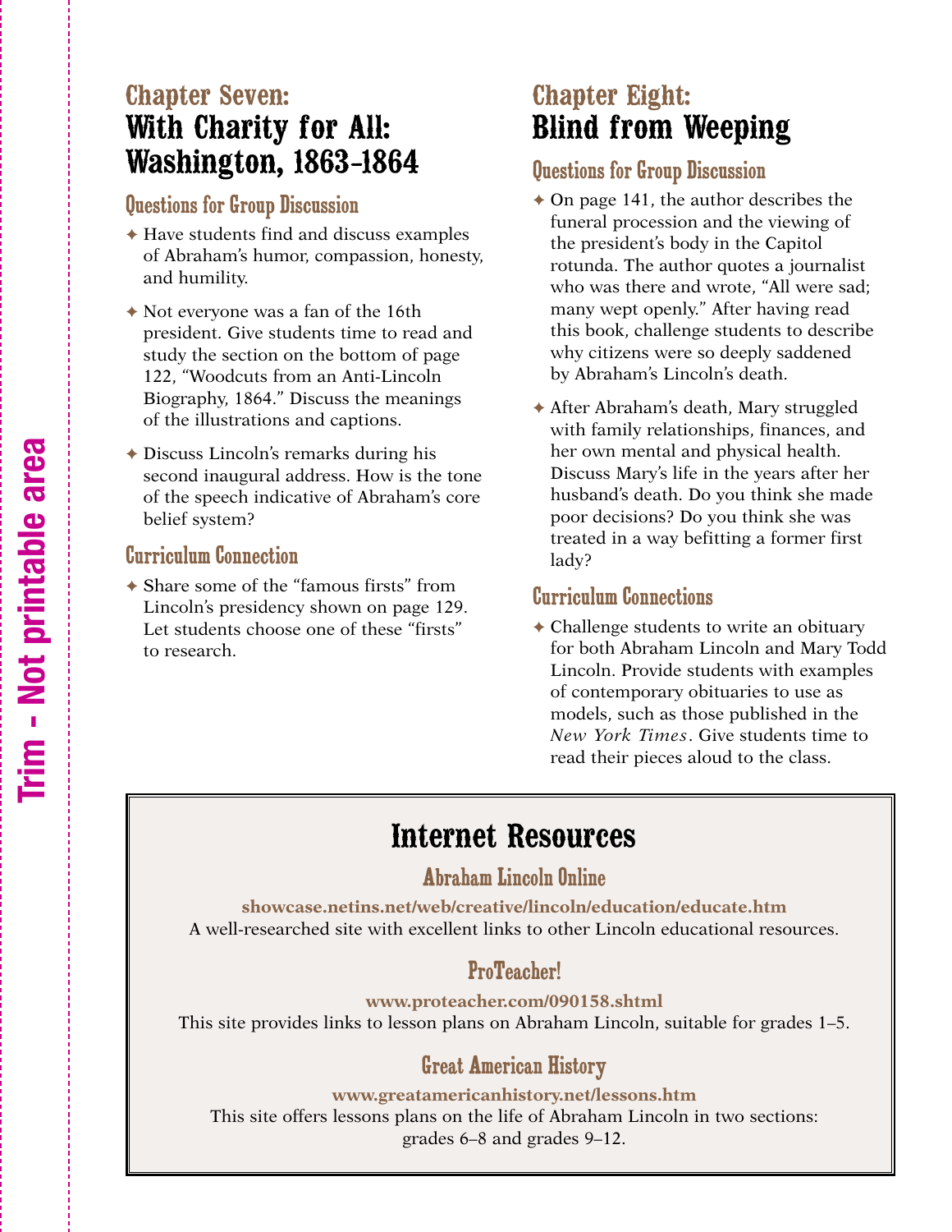## Chapter Seven: With Charity for All: Washington, 1863-1864

### Questions for Group Discussion

- Have students find and discuss examples of Abraham's humor, compassion, honesty, and humility.
- Not everyone was a fan of the 16th president. Give students time to read and study the section on the bottom of page 122, "Woodcuts from an Anti-Lincoln Biography, 1864." Discuss the meanings of the illustrations and captions.
- Discuss Lincoln's remarks during his second inaugural address. How is the tone of the speech indicative of Abraham's core belief system?

### Curriculum Connection

- Share some of the "famous firsts" from Lincoln's presidency shown on page 129. Let students choose one of these "firsts" to research.

## Chapter Eight: Blind from Weeping

### Questions for Group Discussion

- On page 141, the author describes the funeral procession and the viewing of the president's body in the Capitol rotunda. The author quotes a journalist who was there and wrote, "All were sad; many wept openly." After having read this book, challenge students to describe why citizens were so deeply saddened by Abraham's Lincoln's death.
- After Abraham's death, Mary struggled with family relationships, finances, and her own mental and physical health. Discuss Mary's life in the years after her husband's death. Do you think she made poor decisions? Do you think she was treated in a way befitting a former first lady?

### Curriculum Connections

- Challenge students to write an obituary for both Abraham Lincoln and Mary Todd Lincoln. Provide students with examples of contemporary obituaries to use as models, such as those published in the *New York Times*. Give students time to read their pieces aloud to the class.

## Internet Resources

### Abraham Lincoln Online

**showcase.netins.net/web/creative/lincoln/education/educate.htm**
A well-researched site with excellent links to other Lincoln educational resources.

### ProTeacher!

**www.proteacher.com/090158.shtml**
This site provides links to lesson plans on Abraham Lincoln, suitable for grades 1–5.

### Great American History

**www.greatamericanhistory.net/lessons.htm**
This site offers lessons plans on the life of Abraham Lincoln in two sections: grades 6–8 and grades 9–12.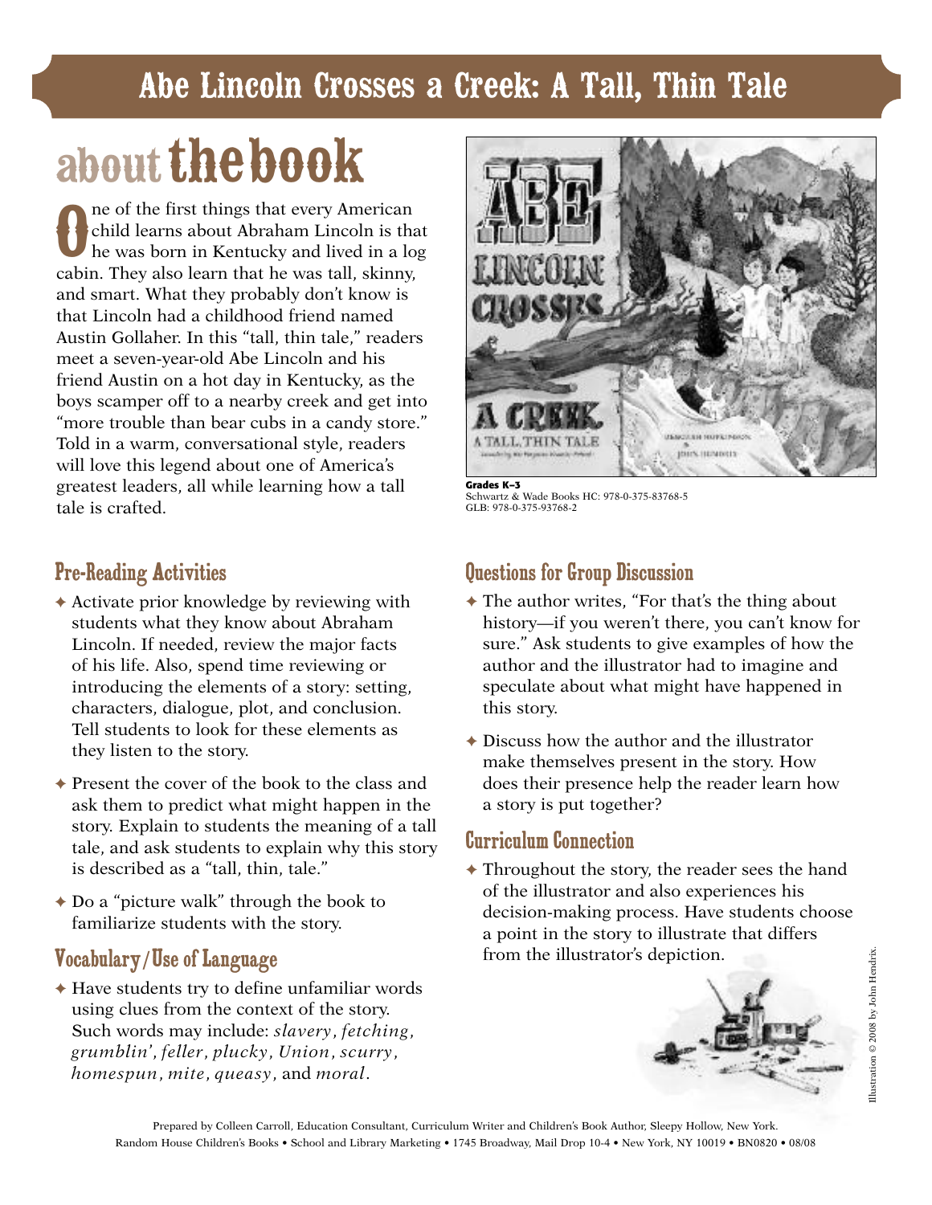# Abe Lincoln Crosses a Creek: A Tall, Thin Tale

## about the book

One of the first things that every American child learns about Abraham Lincoln is that he was born in Kentucky and lived in a log cabin. They also learn that he was tall, skinny, and smart. What they probably don't know is that Lincoln had a childhood friend named Austin Gollaher. In this "tall, thin tale," readers meet a seven-year-old Abe Lincoln and his friend Austin on a hot day in Kentucky, as the boys scamper off to a nearby creek and get into "more trouble than bear cubs in a candy store." Told in a warm, conversational style, readers will love this legend about one of America's greatest leaders, all while learning how a tall tale is crafted.

**Grades K–3**
Schwartz & Wade Books HC: 978-0-375-83768-5
GLB: 978-0-375-93768-2

### Pre-Reading Activities

- Activate prior knowledge by reviewing with students what they know about Abraham Lincoln. If needed, review the major facts of his life. Also, spend time reviewing or introducing the elements of a story: setting, characters, dialogue, plot, and conclusion. Tell students to look for these elements as they listen to the story.
- Present the cover of the book to the class and ask them to predict what might happen in the story. Explain to students the meaning of a tall tale, and ask students to explain why this story is described as a "tall, thin, tale."
- Do a "picture walk" through the book to familiarize students with the story.

### Vocabulary / Use of Language

- Have students try to define unfamiliar words using clues from the context of the story. Such words may include: *slavery*, *fetching*, *grumblin'*, *feller*, *plucky*, *Union*, *scurry*, *homespun*, *mite*, *queasy*, and *moral*.

### Questions for Group Discussion

- The author writes, "For that's the thing about history—if you weren't there, you can't know for sure." Ask students to give examples of how the author and the illustrator had to imagine and speculate about what might have happened in this story.
- Discuss how the author and the illustrator make themselves present in the story. How does their presence help the reader learn how a story is put together?

### Curriculum Connection

- Throughout the story, the reader sees the hand of the illustrator and also experiences his decision-making process. Have students choose a point in the story to illustrate that differs from the illustrator's depiction.

Illustration © 2008 by John Hendrix.

Prepared by Colleen Carroll, Education Consultant, Curriculum Writer and Children's Book Author, Sleepy Hollow, New York.
Random House Children's Books • School and Library Marketing • 1745 Broadway, Mail Drop 10-4 • New York, NY 10019 • BN0820 • 08/08